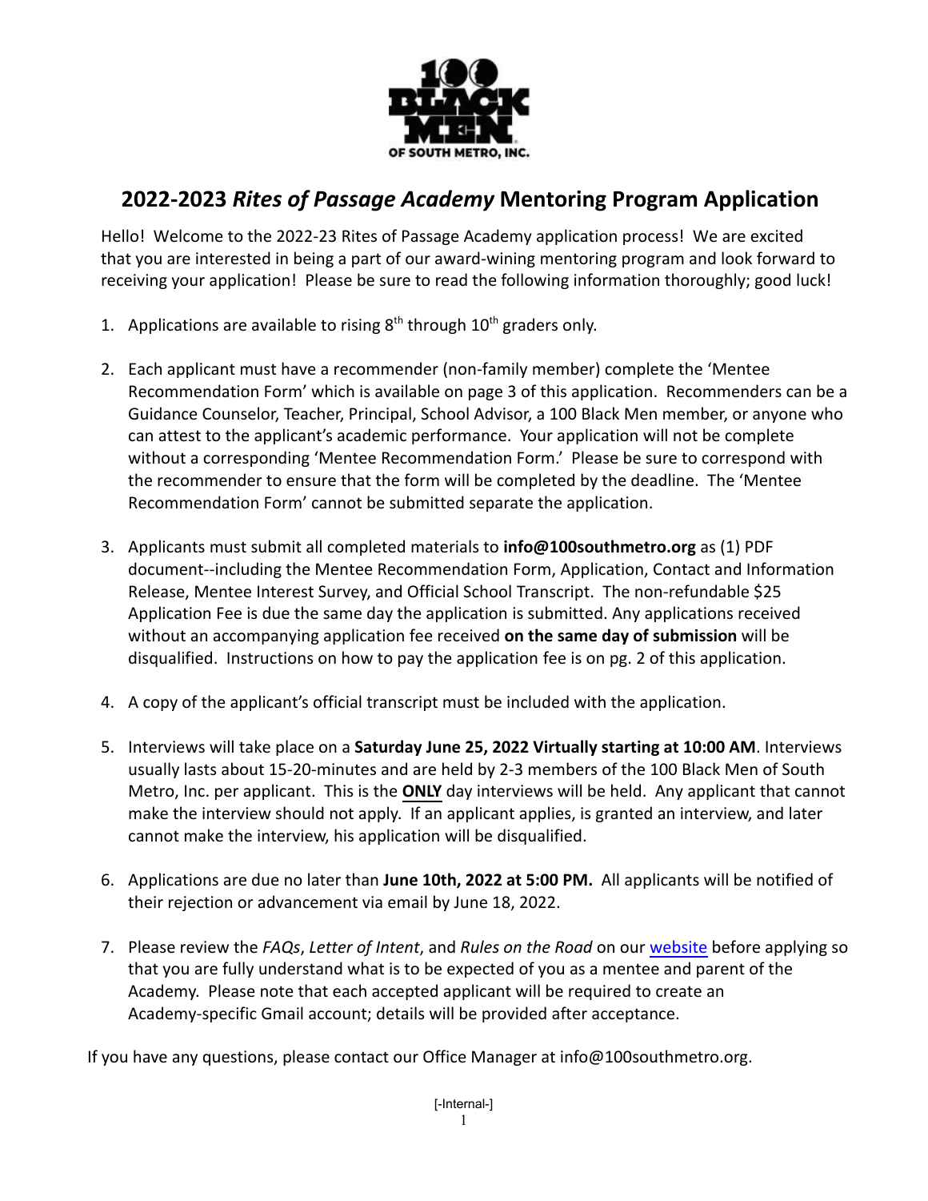# 2022-2023 *Rites of Passage Academy* Mentoring Program Application

Hello! Welcome to the 2022-23 Rites of Passage Academy application process! We are excited that you are interested in being a part of our award-wining mentoring program and look forward to receiving your application! Please be sure to read the following information thoroughly; good luck!

1. Applications are available to rising 8th through 10th graders only.

2. Each applicant must have a recommender (non-family member) complete the 'Mentee Recommendation Form' which is available on page 3 of this application. Recommenders can be a Guidance Counselor, Teacher, Principal, School Advisor, a 100 Black Men member, or anyone who can attest to the applicant's academic performance. Your application will not be complete without a corresponding 'Mentee Recommendation Form.' Please be sure to correspond with the recommender to ensure that the form will be completed by the deadline. The 'Mentee Recommendation Form' cannot be submitted separate the application.

3. Applicants must submit all completed materials to **info@100southmetro.org** as (1) PDF document--including the Mentee Recommendation Form, Application, Contact and Information Release, Mentee Interest Survey, and Official School Transcript. The non-refundable $25 Application Fee is due the same day the application is submitted. Any applications received without an accompanying application fee received **on the same day of submission** will be disqualified. Instructions on how to pay the application fee is on pg. 2 of this application.

4. A copy of the applicant's official transcript must be included with the application.

5. Interviews will take place on a **Saturday June 25, 2022 Virtually starting at 10:00 AM**. Interviews usually lasts about 15-20-minutes and are held by 2-3 members of the 100 Black Men of South Metro, Inc. per applicant. This is the **ONLY** day interviews will be held. Any applicant that cannot make the interview should not apply. If an applicant applies, is granted an interview, and later cannot make the interview, his application will be disqualified.

6. Applications are due no later than **June 10th, 2022 at 5:00 PM.** All applicants will be notified of their rejection or advancement via email by June 18, 2022.

7. Please review the *FAQs*, *Letter of Intent*, and *Rules on the Road* on our website before applying so that you are fully understand what is to be expected of you as a mentee and parent of the Academy. Please note that each accepted applicant will be required to create an Academy-specific Gmail account; details will be provided after acceptance.

If you have any questions, please contact our Office Manager at info@100southmetro.org.

[-Internal-]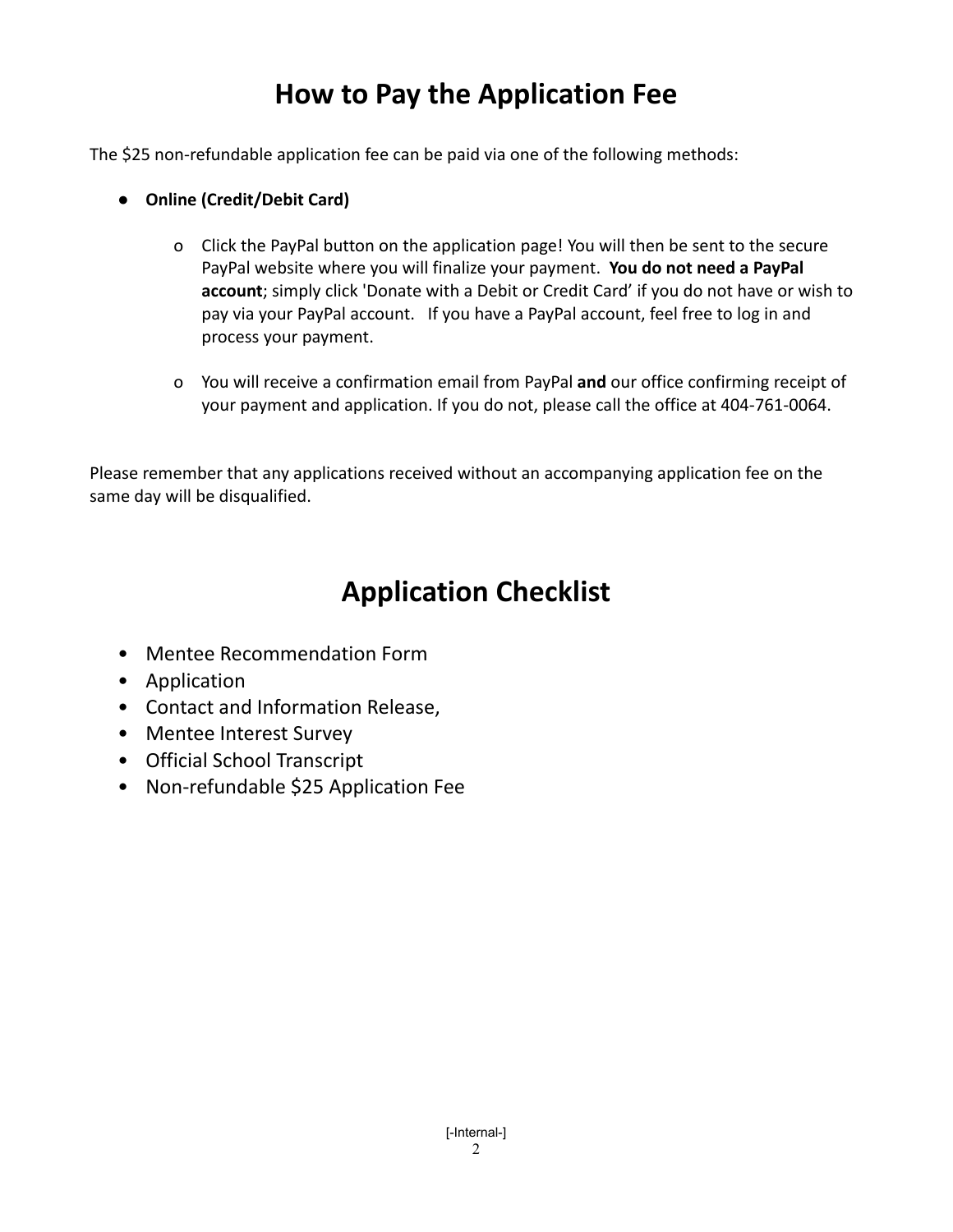# How to Pay the Application Fee

The $25 non-refundable application fee can be paid via one of the following methods:

- **Online (Credit/Debit Card)**

  - Click the PayPal button on the application page! You will then be sent to the secure PayPal website where you will finalize your payment. **You do not need a PayPal account**; simply click 'Donate with a Debit or Credit Card' if you do not have or wish to pay via your PayPal account. If you have a PayPal account, feel free to log in and process your payment.

  - You will receive a confirmation email from PayPal **and** our office confirming receipt of your payment and application. If you do not, please call the office at 404-761-0064.

Please remember that any applications received without an accompanying application fee on the same day will be disqualified.

# Application Checklist

- Mentee Recommendation Form
- Application
- Contact and Information Release,
- Mentee Interest Survey
- Official School Transcript
- Non-refundable $25 Application Fee

[-Internal-]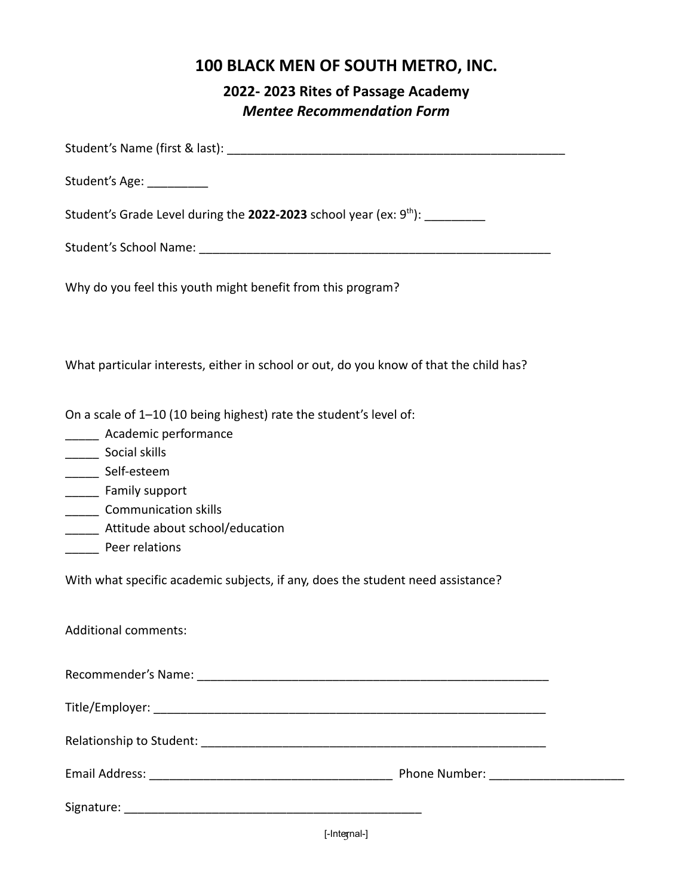# 100 BLACK MEN OF SOUTH METRO, INC.

## 2022- 2023 Rites of Passage Academy

### *Mentee Recommendation Form*

Student's Name (first & last): ___________________________________________________

Student's Age: _________

Student's Grade Level during the **2022-2023** school year (ex: 9th): _________

Student's School Name: ______________________________________________________

Why do you feel this youth might benefit from this program?

What particular interests, either in school or out, do you know of that the child has?

On a scale of 1–10 (10 being highest) rate the student's level of:

_____ Academic performance
_____ Social skills
_____ Self-esteem
_____ Family support
_____ Communication skills
_____ Attitude about school/education
_____ Peer relations

With what specific academic subjects, if any, does the student need assistance?

Additional comments:

Recommender's Name: _______________________________________________________

Title/Employer: ____________________________________________________________

Relationship to Student: _____________________________________________________

Email Address: ____________________________________ Phone Number: ___________________

Signature: ___________________________________________

[-Internal-]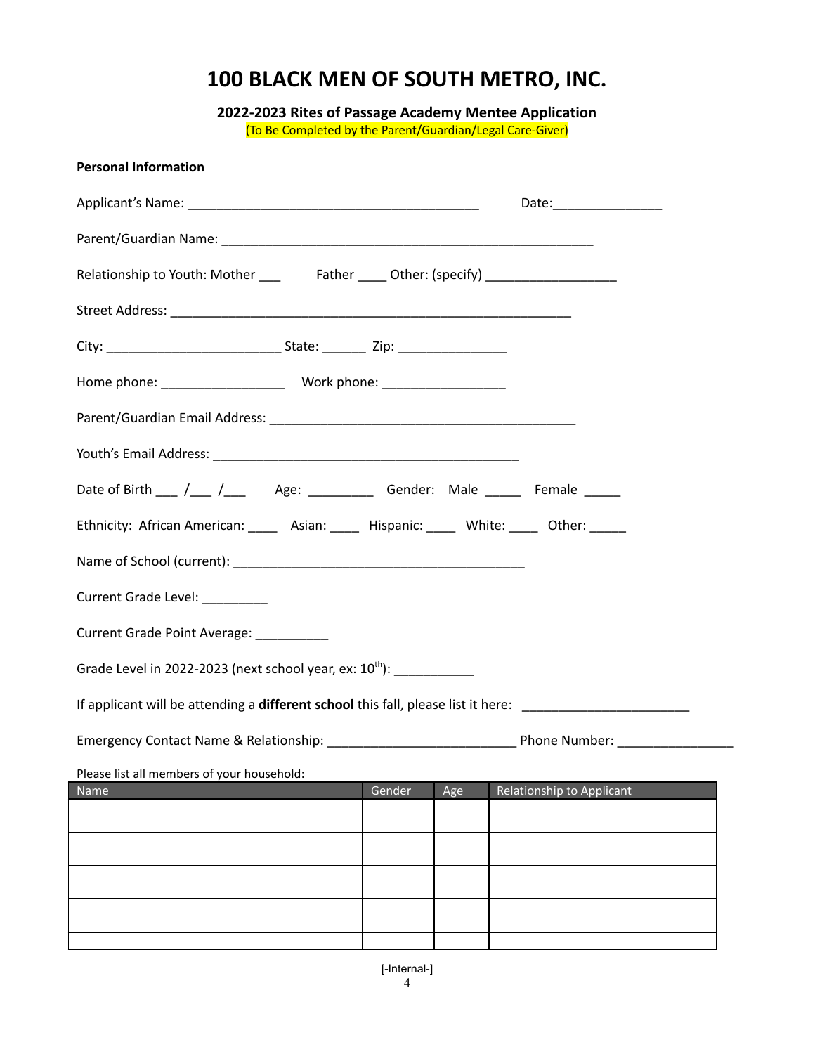# 100 BLACK MEN OF SOUTH METRO, INC.

**2022-2023 Rites of Passage Academy Mentee Application**

(To Be Completed by the Parent/Guardian/Legal Care-Giver)

**Personal Information**

Applicant's Name: ________________________________________ Date:_______________

Parent/Guardian Name: ____________________________________________________

Relationship to Youth: Mother ___ Father ____ Other: (specify) __________________

Street Address: _______________________________________________________

City: ________________________ State: ______ Zip: _______________

Home phone: _________________ Work phone: _________________

Parent/Guardian Email Address: __________________________________________

Youth's Email Address: __________________________________________

Date of Birth ___ /___ /___ Age: _________ Gender: Male _____ Female _____

Ethnicity: African American: ____ Asian: ____ Hispanic: ____ White: ____ Other: _____

Name of School (current): ________________________________________

Current Grade Level: _________

Current Grade Point Average: __________

Grade Level in 2022-2023 (next school year, ex: 10th): ___________

If applicant will be attending a **different school** this fall, please list it here: _______________________

Emergency Contact Name & Relationship: _________________________ Phone Number: ________________

Please list all members of your household:

| Name | Gender | Age | Relationship to Applicant |
|---|---|---|---|
| | | | |
| | | | |
| | | | |
| | | | |
| | | | |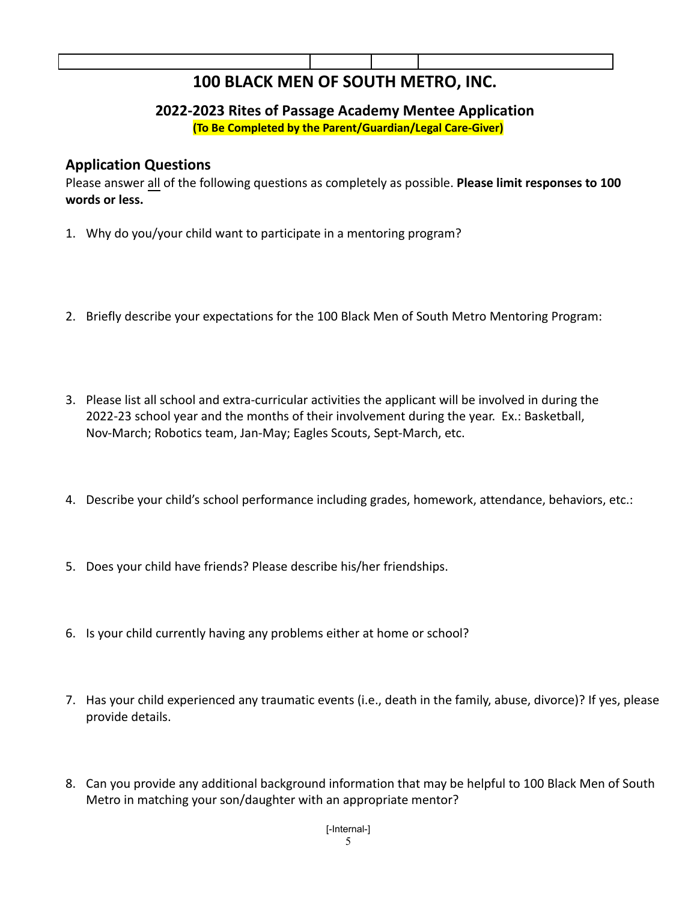# 100 BLACK MEN OF SOUTH METRO, INC.

## 2022-2023 Rites of Passage Academy Mentee Application

**(To Be Completed by the Parent/Guardian/Legal Care-Giver)**

### Application Questions

Please answer all of the following questions as completely as possible. **Please limit responses to 100 words or less.**

1. Why do you/your child want to participate in a mentoring program?

2. Briefly describe your expectations for the 100 Black Men of South Metro Mentoring Program:

3. Please list all school and extra-curricular activities the applicant will be involved in during the 2022-23 school year and the months of their involvement during the year. Ex.: Basketball, Nov-March; Robotics team, Jan-May; Eagles Scouts, Sept-March, etc.

4. Describe your child's school performance including grades, homework, attendance, behaviors, etc.:

5. Does your child have friends? Please describe his/her friendships.

6. Is your child currently having any problems either at home or school?

7. Has your child experienced any traumatic events (i.e., death in the family, abuse, divorce)? If yes, please provide details.

8. Can you provide any additional background information that may be helpful to 100 Black Men of South Metro in matching your son/daughter with an appropriate mentor?

[-Internal-]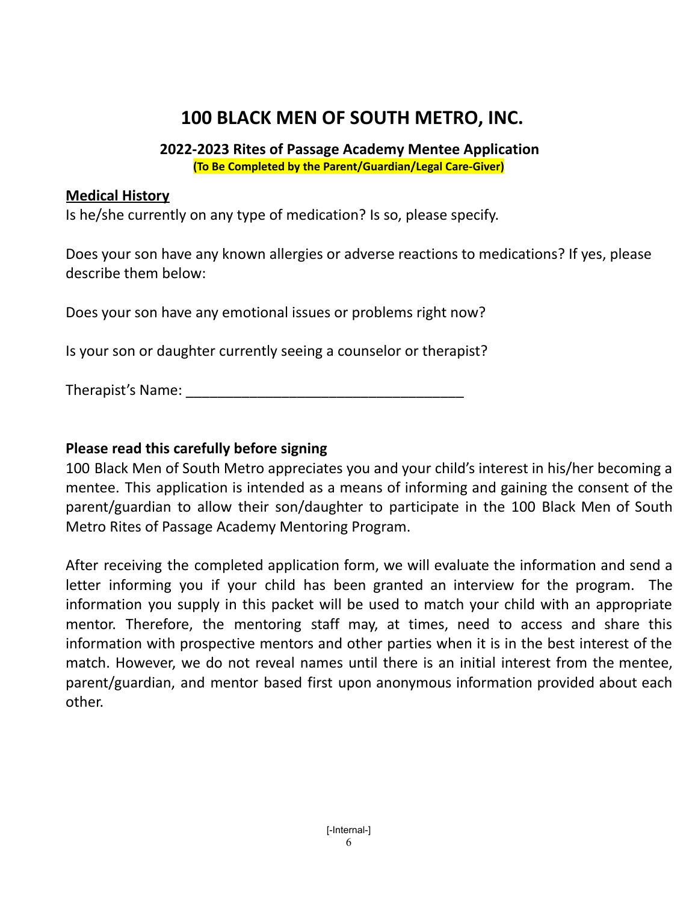# 100 BLACK MEN OF SOUTH METRO, INC.

## 2022-2023 Rites of Passage Academy Mentee Application

**(To Be Completed by the Parent/Guardian/Legal Care-Giver)**

**Medical History**

Is he/she currently on any type of medication? Is so, please specify.

Does your son have any known allergies or adverse reactions to medications? If yes, please describe them below:

Does your son have any emotional issues or problems right now?

Is your son or daughter currently seeing a counselor or therapist?

Therapist's Name: ___________________________________

**Please read this carefully before signing**

100 Black Men of South Metro appreciates you and your child's interest in his/her becoming a mentee. This application is intended as a means of informing and gaining the consent of the parent/guardian to allow their son/daughter to participate in the 100 Black Men of South Metro Rites of Passage Academy Mentoring Program.

After receiving the completed application form, we will evaluate the information and send a letter informing you if your child has been granted an interview for the program. The information you supply in this packet will be used to match your child with an appropriate mentor. Therefore, the mentoring staff may, at times, need to access and share this information with prospective mentors and other parties when it is in the best interest of the match. However, we do not reveal names until there is an initial interest from the mentee, parent/guardian, and mentor based first upon anonymous information provided about each other.

[-Internal-]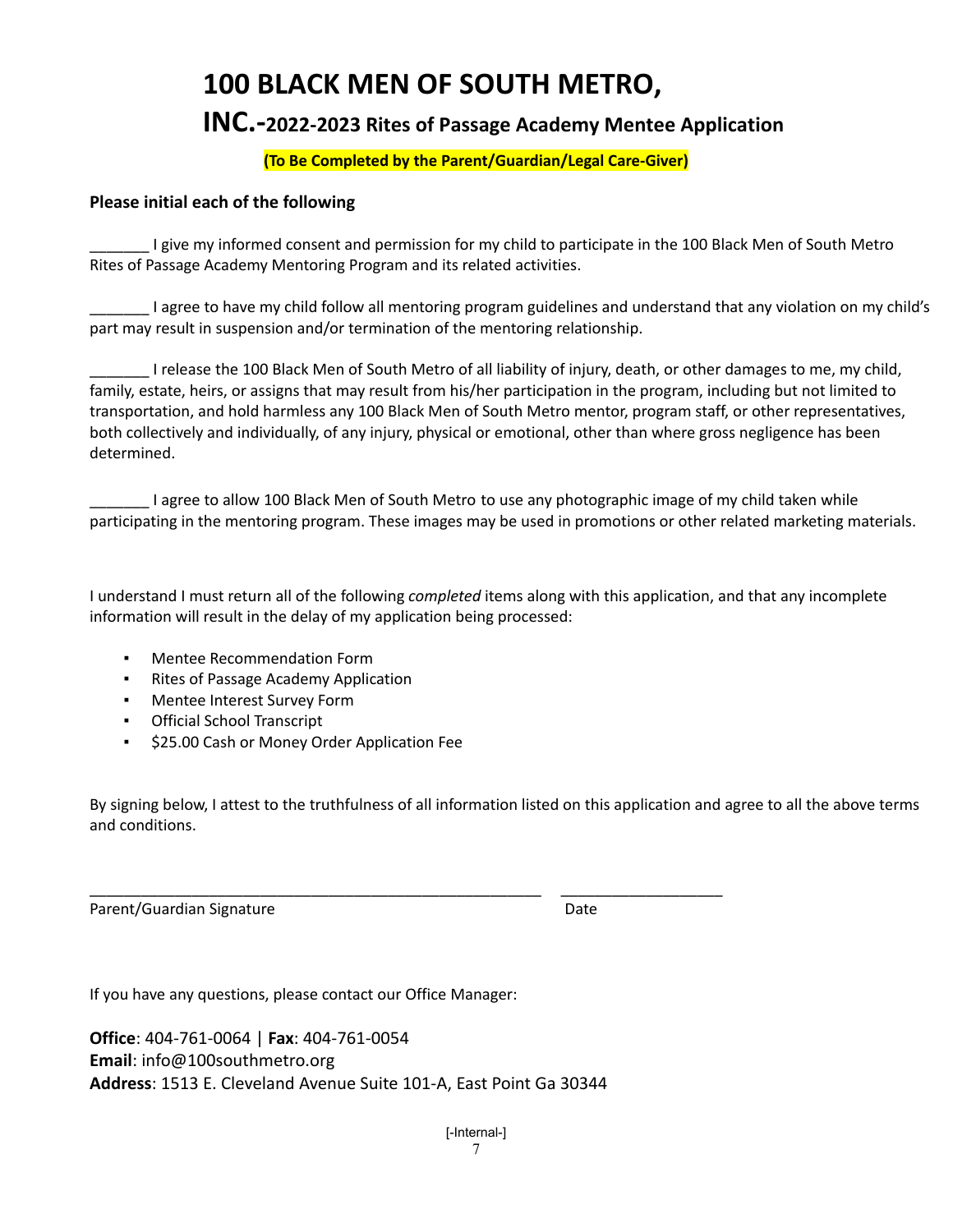# 100 BLACK MEN OF SOUTH METRO, INC.-2022-2023 Rites of Passage Academy Mentee Application

**(To Be Completed by the Parent/Guardian/Legal Care-Giver)**

**Please initial each of the following**

_______ I give my informed consent and permission for my child to participate in the 100 Black Men of South Metro Rites of Passage Academy Mentoring Program and its related activities.

_______ I agree to have my child follow all mentoring program guidelines and understand that any violation on my child's part may result in suspension and/or termination of the mentoring relationship.

_______ I release the 100 Black Men of South Metro of all liability of injury, death, or other damages to me, my child, family, estate, heirs, or assigns that may result from his/her participation in the program, including but not limited to transportation, and hold harmless any 100 Black Men of South Metro mentor, program staff, or other representatives, both collectively and individually, of any injury, physical or emotional, other than where gross negligence has been determined.

_______ I agree to allow 100 Black Men of South Metro to use any photographic image of my child taken while participating in the mentoring program. These images may be used in promotions or other related marketing materials.

I understand I must return all of the following *completed* items along with this application, and that any incomplete information will result in the delay of my application being processed:

- Mentee Recommendation Form
- Rites of Passage Academy Application
- Mentee Interest Survey Form
- Official School Transcript
- $25.00 Cash or Money Order Application Fee

By signing below, I attest to the truthfulness of all information listed on this application and agree to all the above terms and conditions.

_______________________________________________________ ___________________

Parent/Guardian Signature Date

If you have any questions, please contact our Office Manager:

**Office**: 404-761-0064 | **Fax**: 404-761-0054
**Email**: info@100southmetro.org
**Address**: 1513 E. Cleveland Avenue Suite 101-A, East Point Ga 30344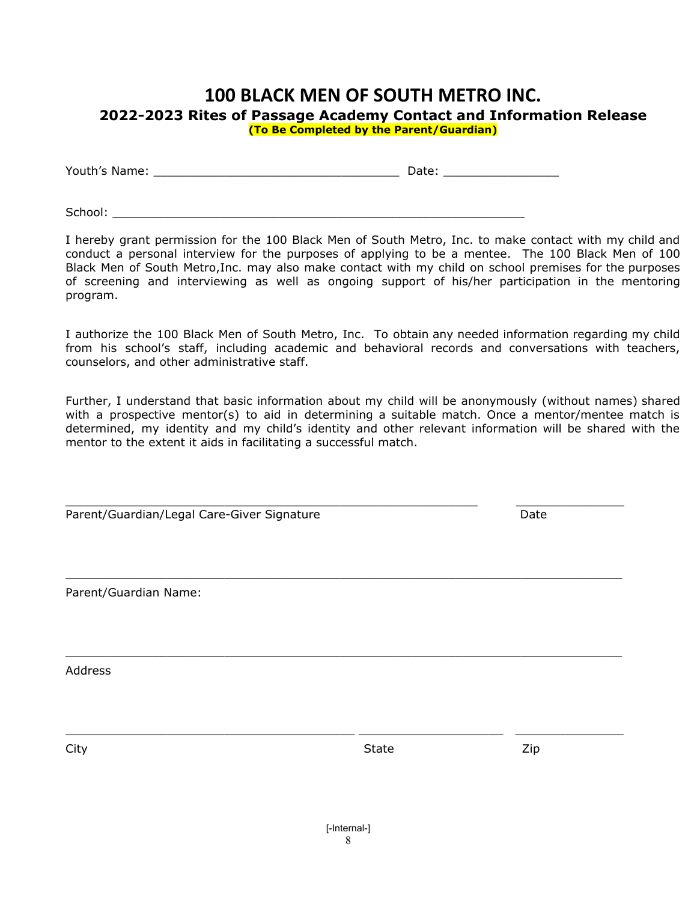# 100 BLACK MEN OF SOUTH METRO INC.

## 2022-2023 Rites of Passage Academy Contact and Information Release

**(To Be Completed by the Parent/Guardian)**

Youth's Name: ___________________________________ Date: ________________

School: ___________________________________________________________

I hereby grant permission for the 100 Black Men of South Metro, Inc. to make contact with my child and conduct a personal interview for the purposes of applying to be a mentee. The 100 Black Men of 100 Black Men of South Metro,Inc. may also make contact with my child on school premises for the purposes of screening and interviewing as well as ongoing support of his/her participation in the mentoring program.

I authorize the 100 Black Men of South Metro, Inc. To obtain any needed information regarding my child from his school's staff, including academic and behavioral records and conversations with teachers, counselors, and other administrative staff.

Further, I understand that basic information about my child will be anonymously (without names) shared with a prospective mentor(s) to aid in determining a suitable match. Once a mentor/mentee match is determined, my identity and my child's identity and other relevant information will be shared with the mentor to the extent it aids in facilitating a successful match.

___________________________________________________________ _______________

Parent/Guardian/Legal Care-Giver Signature Date

_____________________________________________________________________________

Parent/Guardian Name:

_____________________________________________________________________________

Address

_________________________________________ ____________________ _______________

City State Zip

[-Internal-]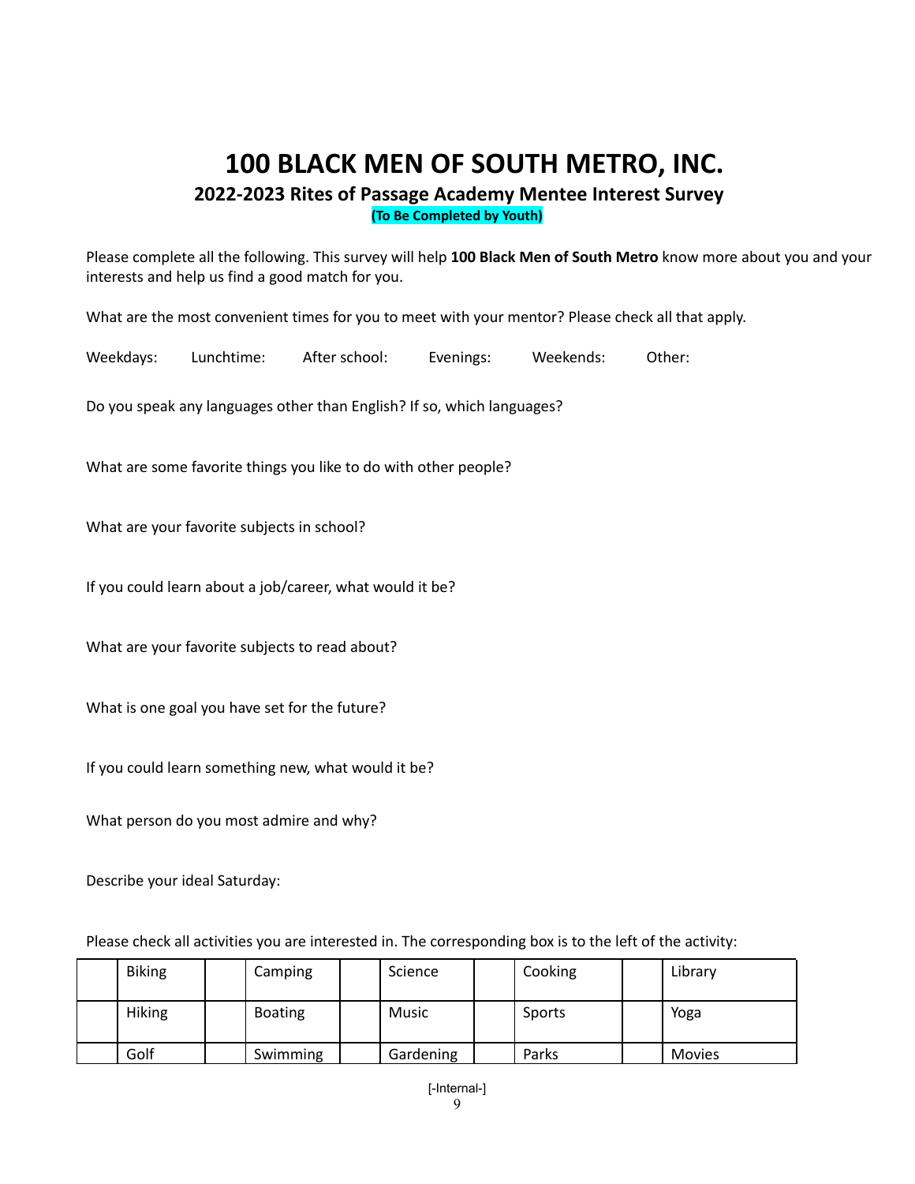# 100 BLACK MEN OF SOUTH METRO, INC.

## 2022-2023 Rites of Passage Academy Mentee Interest Survey

**(To Be Completed by Youth)**

Please complete all the following. This survey will help **100 Black Men of South Metro** know more about you and your interests and help us find a good match for you.

What are the most convenient times for you to meet with your mentor? Please check all that apply.

Weekdays: Lunchtime: After school: Evenings: Weekends: Other:

Do you speak any languages other than English? If so, which languages?

What are some favorite things you like to do with other people?

What are your favorite subjects in school?

If you could learn about a job/career, what would it be?

What are your favorite subjects to read about?

What is one goal you have set for the future?

If you could learn something new, what would it be?

What person do you most admire and why?

Describe your ideal Saturday:

Please check all activities you are interested in. The corresponding box is to the left of the activity:

| | | | | | | | | | |
|---|---|---|---|---|---|---|---|---|---|
| | Biking | | Camping | | Science | | Cooking | | Library |
| | Hiking | | Boating | | Music | | Sports | | Yoga |
| | Golf | | Swimming | | Gardening | | Parks | | Movies |

[-Internal-]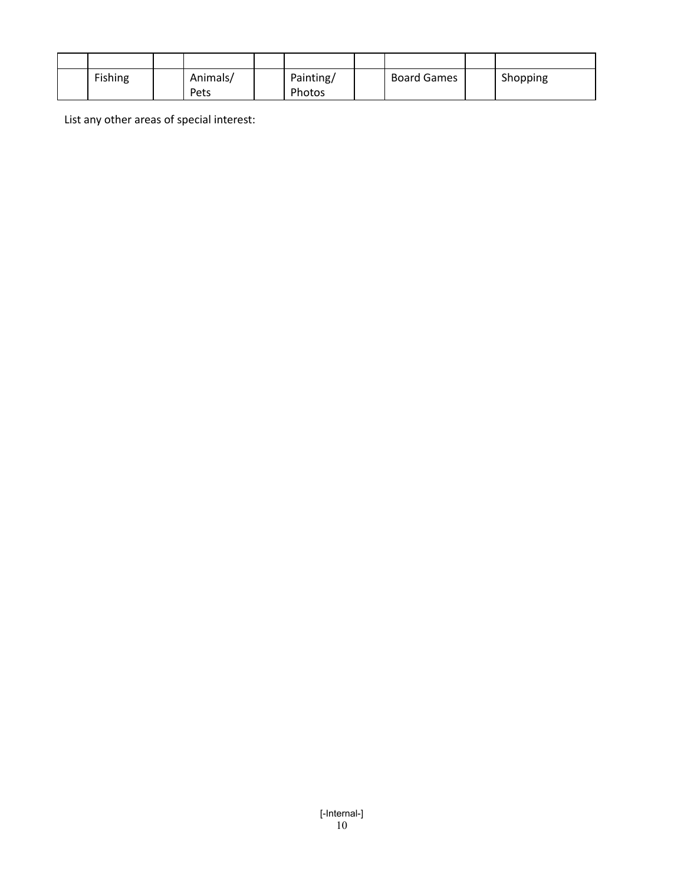| | | | | | | | | | |
|---|---|---|---|---|---|---|---|---|---|
| | | | | | | | | | |
| | Fishing | | Animals/ Pets | | Painting/ Photos | | Board Games | | Shopping |

List any other areas of special interest:

[-Internal-]